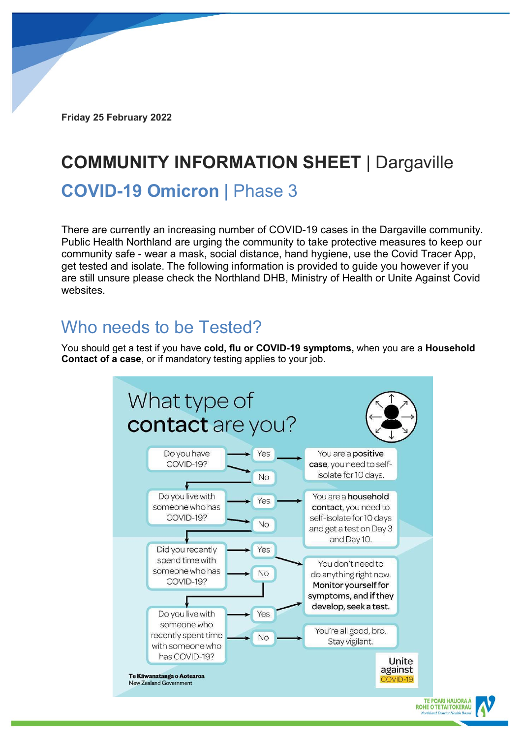Friday 25 February 2022

# COMMUNITY INFORMATION SHEET | Dargaville

## COVID-19 Omicron | Phase 3

There are currently an increasing number of COVID-19 cases in the Dargaville community. Public Health Northland are urging the community to take protective measures to keep our community safe - wear a mask, social distance, hand hygiene, use the Covid Tracer App, get tested and isolate. The following information is provided to guide you however if you are still unsure please check the Northland DHB, Ministry of Health or Unite Against Covid websites.

## Who needs to be Tested?

You should get a test if you have **cold, flu or COVID-19 symptoms,** when you are a **Household Contact of a case**, or if mandatory testing applies to your job.

### What type of **contact** are you?

- Do you have COVID-19?
  - Yes → You are a **positive case**, you need to self-isolate for 10 days.
  - No → next question
- Do you live with someone who has COVID-19?
  - Yes → You are a **household contact**, you need to self-isolate for 10 days and get a test on Day 3 and Day 10.
  - No → next question
- Did you recently spend time with someone who has COVID-19?
  - Yes → You don't need to do anything right now. **Monitor yourself for symptoms, and if they develop, seek a test.**
  - No → next question
- Do you live with someone who recently spent time with someone who has COVID-19?
  - Yes → You don't need to do anything right now. **Monitor yourself for symptoms, and if they develop, seek a test.**
  - No → You're all good, bro. Stay vigilant.

Te Kāwanatanga o Aotearoa
New Zealand Government

Unite against COVID-19

TE POARI HAUORA Ā ROHE O TE TAI TOKERAU
Northland District Health Board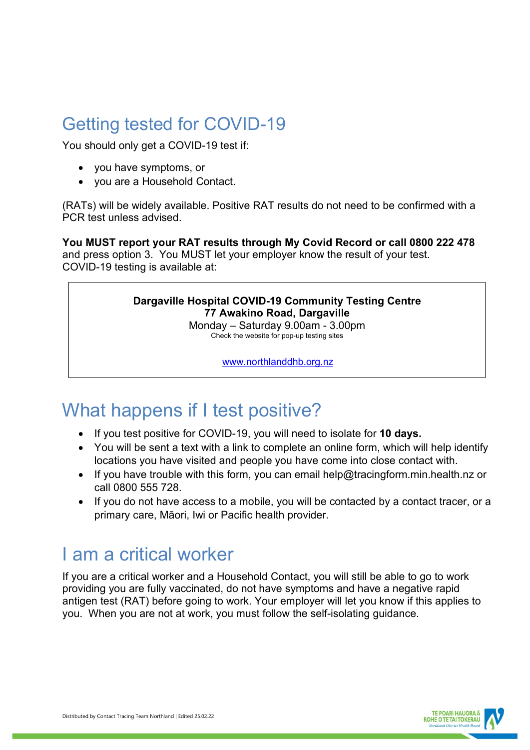## Getting tested for COVID-19

You should only get a COVID-19 test if:

- you have symptoms, or
- you are a Household Contact.

(RATs) will be widely available. Positive RAT results do not need to be confirmed with a PCR test unless advised.

**You MUST report your RAT results through My Covid Record or call 0800 222 478** and press option 3. You MUST let your employer know the result of your test. COVID-19 testing is available at:

> **Dargaville Hospital COVID-19 Community Testing Centre**
> **77 Awakino Road, Dargaville**
> Monday – Saturday 9.00am - 3.00pm
> Check the website for pop-up testing sites
>
> www.northlanddhb.org.nz

## What happens if I test positive?

- If you test positive for COVID-19, you will need to isolate for **10 days.**
- You will be sent a text with a link to complete an online form, which will help identify locations you have visited and people you have come into close contact with.
- If you have trouble with this form, you can email help@tracingform.min.health.nz or call 0800 555 728.
- If you do not have access to a mobile, you will be contacted by a contact tracer, or a primary care, Māori, Iwi or Pacific health provider.

## I am a critical worker

If you are a critical worker and a Household Contact, you will still be able to go to work providing you are fully vaccinated, do not have symptoms and have a negative rapid antigen test (RAT) before going to work. Your employer will let you know if this applies to you. When you are not at work, you must follow the self-isolating guidance.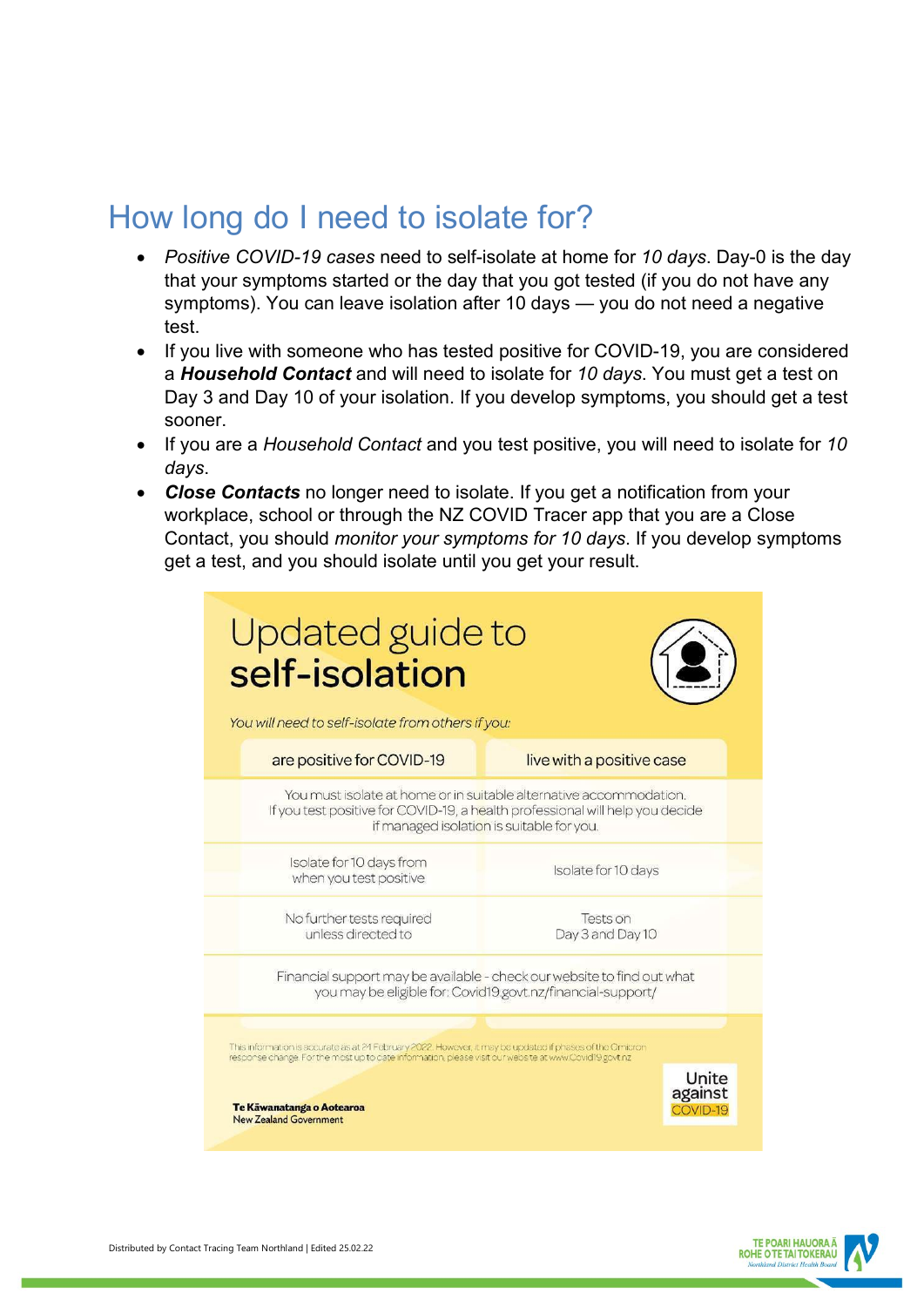## How long do I need to isolate for?

- *Positive COVID-19 cases* need to self-isolate at home for *10 days*. Day-0 is the day that your symptoms started or the day that you got tested (if you do not have any symptoms). You can leave isolation after 10 days — you do not need a negative test.
- If you live with someone who has tested positive for COVID-19, you are considered a ***Household Contact*** and will need to isolate for *10 days*. You must get a test on Day 3 and Day 10 of your isolation. If you develop symptoms, you should get a test sooner.
- If you are a *Household Contact* and you test positive, you will need to isolate for *10 days*.
- ***Close Contacts*** no longer need to isolate. If you get a notification from your workplace, school or through the NZ COVID Tracer app that you are a Close Contact, you should *monitor your symptoms for 10 days*. If you develop symptoms get a test, and you should isolate until you get your result.

### Updated guide to **self-isolation**

*You will need to self-isolate from others if you:*

| are positive for COVID-19 | live with a positive case |
|---|---|
| You must isolate at home or in suitable alternative accommodation. If you test positive for COVID-19, a health professional will help you decide if managed isolation is suitable for you. | |
| Isolate for 10 days from when you test positive | Isolate for 10 days |
| No further tests required unless directed to | Tests on Day 3 and Day 10 |
| Financial support may be available - check our website to find out what you may be eligible for: Covid19.govt.nz/financial-support/ | |

This information is accurate as at 24 February 2022. However, it may be updated if phases of the Omicron response change. For the most up to date information, please visit our website at www.Covid19.govt.nz

**Te Kāwanatanga o Aotearoa**
New Zealand Government

Unite against COVID-19

Distributed by Contact Tracing Team Northland | Edited 25.02.22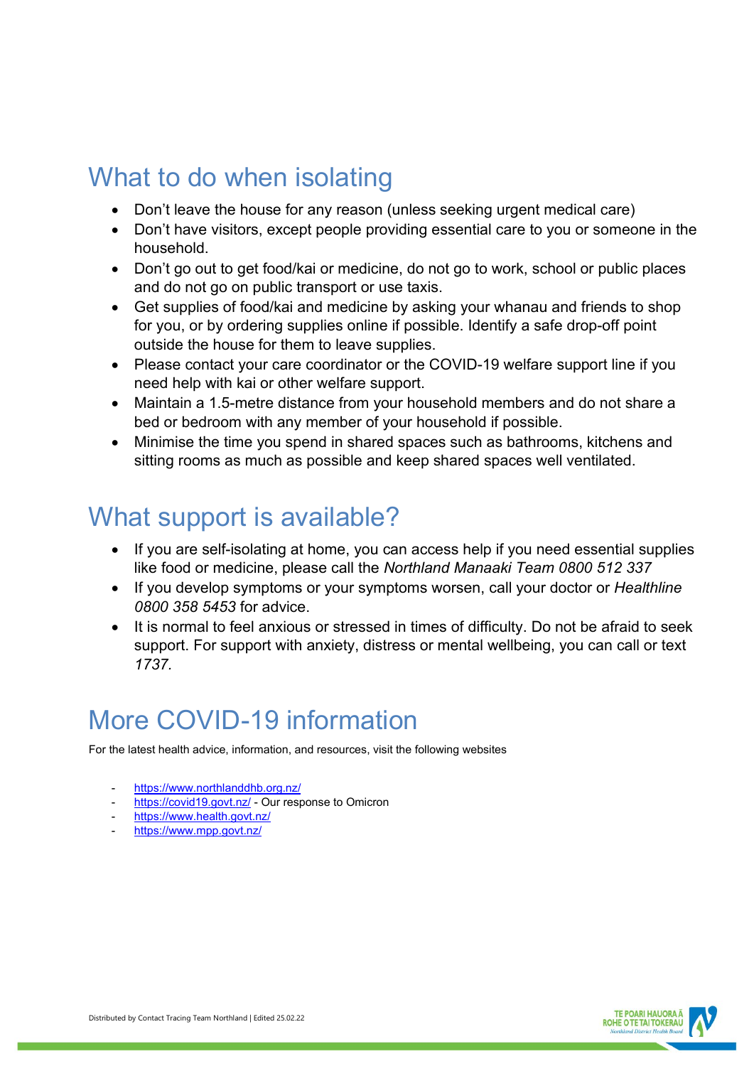## What to do when isolating

- Don't leave the house for any reason (unless seeking urgent medical care)
- Don't have visitors, except people providing essential care to you or someone in the household.
- Don't go out to get food/kai or medicine, do not go to work, school or public places and do not go on public transport or use taxis.
- Get supplies of food/kai and medicine by asking your whanau and friends to shop for you, or by ordering supplies online if possible. Identify a safe drop-off point outside the house for them to leave supplies.
- Please contact your care coordinator or the COVID-19 welfare support line if you need help with kai or other welfare support.
- Maintain a 1.5-metre distance from your household members and do not share a bed or bedroom with any member of your household if possible.
- Minimise the time you spend in shared spaces such as bathrooms, kitchens and sitting rooms as much as possible and keep shared spaces well ventilated.

## What support is available?

- If you are self-isolating at home, you can access help if you need essential supplies like food or medicine, please call the *Northland Manaaki Team 0800 512 337*
- If you develop symptoms or your symptoms worsen, call your doctor or *Healthline 0800 358 5453* for advice.
- It is normal to feel anxious or stressed in times of difficulty. Do not be afraid to seek support. For support with anxiety, distress or mental wellbeing, you can call or text *1737*.

## More COVID-19 information

For the latest health advice, information, and resources, visit the following websites

- https://www.northlanddhb.org.nz/
- https://covid19.govt.nz/ - Our response to Omicron
- https://www.health.govt.nz/
- https://www.mpp.govt.nz/

Distributed by Contact Tracing Team Northland | Edited 25.02.22